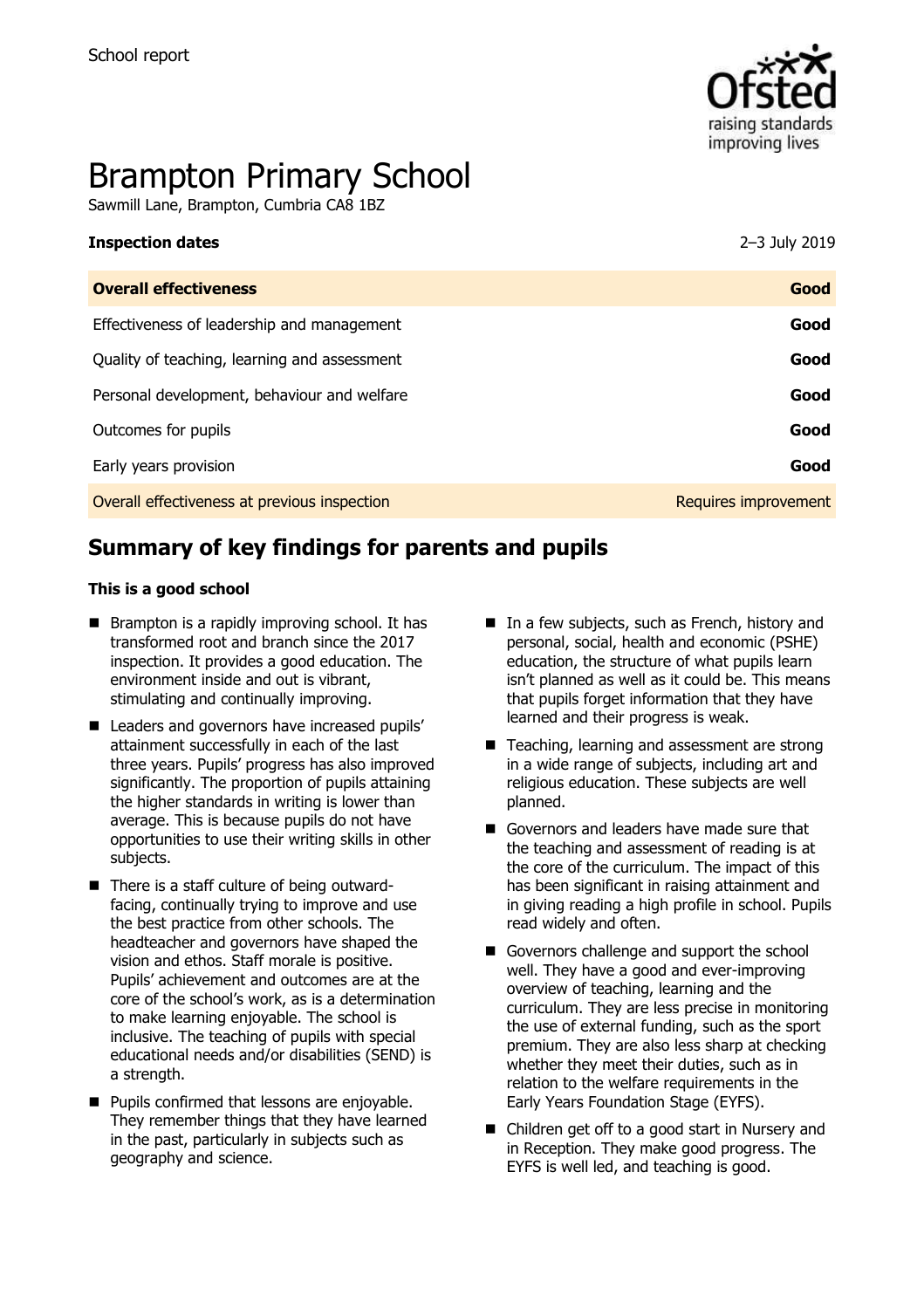School report

# Brampton Primary School

Sawmill Lane, Brampton, Cumbria CA8 1BZ

**Inspection dates** 2–3 July 2019

| **Overall effectiveness** | **Good** |
| --- | --- |
| Effectiveness of leadership and management | **Good** |
| Quality of teaching, learning and assessment | **Good** |
| Personal development, behaviour and welfare | **Good** |
| Outcomes for pupils | **Good** |
| Early years provision | **Good** |
| Overall effectiveness at previous inspection | Requires improvement |

## Summary of key findings for parents and pupils

**This is a good school**

- Brampton is a rapidly improving school. It has transformed root and branch since the 2017 inspection. It provides a good education. The environment inside and out is vibrant, stimulating and continually improving.
- Leaders and governors have increased pupils' attainment successfully in each of the last three years. Pupils' progress has also improved significantly. The proportion of pupils attaining the higher standards in writing is lower than average. This is because pupils do not have opportunities to use their writing skills in other subjects.
- There is a staff culture of being outward-facing, continually trying to improve and use the best practice from other schools. The headteacher and governors have shaped the vision and ethos. Staff morale is positive. Pupils' achievement and outcomes are at the core of the school's work, as is a determination to make learning enjoyable. The school is inclusive. The teaching of pupils with special educational needs and/or disabilities (SEND) is a strength.
- Pupils confirmed that lessons are enjoyable. They remember things that they have learned in the past, particularly in subjects such as geography and science.
- In a few subjects, such as French, history and personal, social, health and economic (PSHE) education, the structure of what pupils learn isn't planned as well as it could be. This means that pupils forget information that they have learned and their progress is weak.
- Teaching, learning and assessment are strong in a wide range of subjects, including art and religious education. These subjects are well planned.
- Governors and leaders have made sure that the teaching and assessment of reading is at the core of the curriculum. The impact of this has been significant in raising attainment and in giving reading a high profile in school. Pupils read widely and often.
- Governors challenge and support the school well. They have a good and ever-improving overview of teaching, learning and the curriculum. They are less precise in monitoring the use of external funding, such as the sport premium. They are also less sharp at checking whether they meet their duties, such as in relation to the welfare requirements in the Early Years Foundation Stage (EYFS).
- Children get off to a good start in Nursery and in Reception. They make good progress. The EYFS is well led, and teaching is good.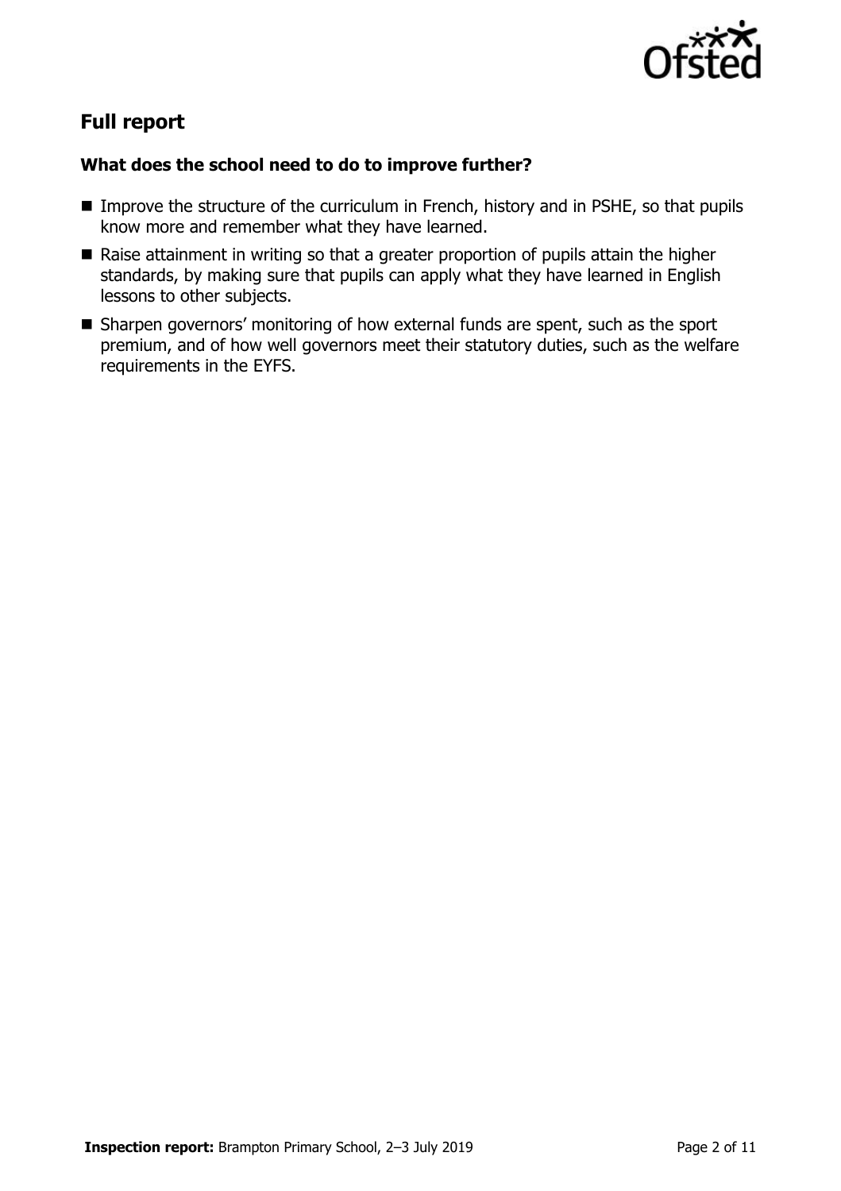## Full report

### What does the school need to do to improve further?

- Improve the structure of the curriculum in French, history and in PSHE, so that pupils know more and remember what they have learned.
- Raise attainment in writing so that a greater proportion of pupils attain the higher standards, by making sure that pupils can apply what they have learned in English lessons to other subjects.
- Sharpen governors' monitoring of how external funds are spent, such as the sport premium, and of how well governors meet their statutory duties, such as the welfare requirements in the EYFS.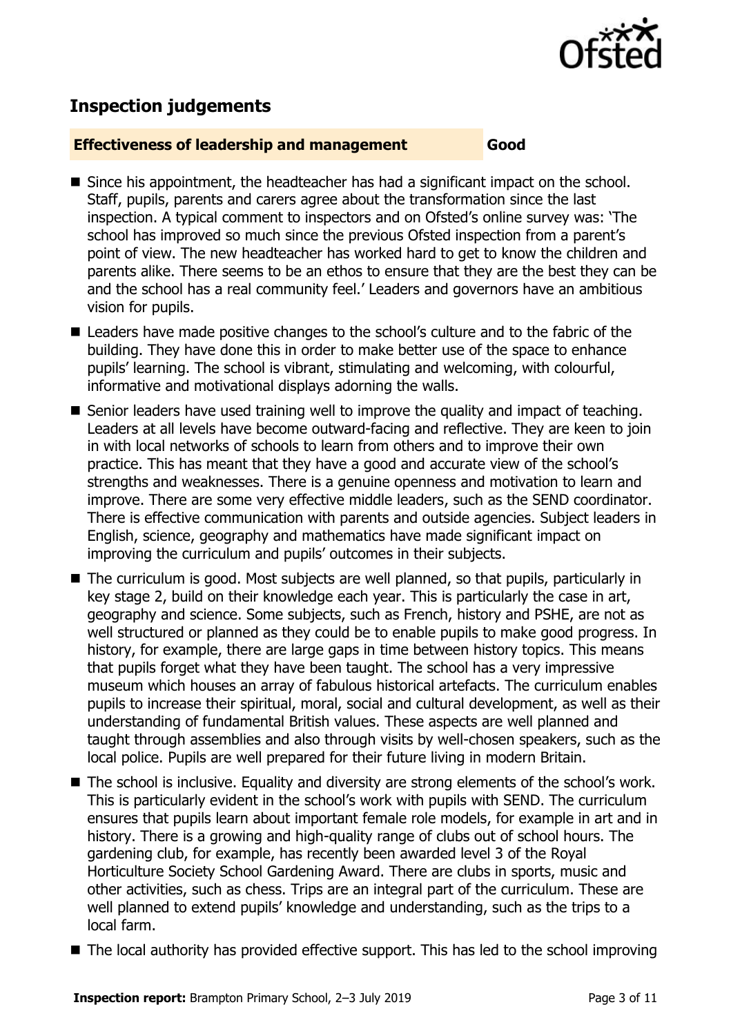## Inspection judgements

| Effectiveness of leadership and management | Good |
| --- | --- |

- Since his appointment, the headteacher has had a significant impact on the school. Staff, pupils, parents and carers agree about the transformation since the last inspection. A typical comment to inspectors and on Ofsted's online survey was: 'The school has improved so much since the previous Ofsted inspection from a parent's point of view. The new headteacher has worked hard to get to know the children and parents alike. There seems to be an ethos to ensure that they are the best they can be and the school has a real community feel.' Leaders and governors have an ambitious vision for pupils.
- Leaders have made positive changes to the school's culture and to the fabric of the building. They have done this in order to make better use of the space to enhance pupils' learning. The school is vibrant, stimulating and welcoming, with colourful, informative and motivational displays adorning the walls.
- Senior leaders have used training well to improve the quality and impact of teaching. Leaders at all levels have become outward-facing and reflective. They are keen to join in with local networks of schools to learn from others and to improve their own practice. This has meant that they have a good and accurate view of the school's strengths and weaknesses. There is a genuine openness and motivation to learn and improve. There are some very effective middle leaders, such as the SEND coordinator. There is effective communication with parents and outside agencies. Subject leaders in English, science, geography and mathematics have made significant impact on improving the curriculum and pupils' outcomes in their subjects.
- The curriculum is good. Most subjects are well planned, so that pupils, particularly in key stage 2, build on their knowledge each year. This is particularly the case in art, geography and science. Some subjects, such as French, history and PSHE, are not as well structured or planned as they could be to enable pupils to make good progress. In history, for example, there are large gaps in time between history topics. This means that pupils forget what they have been taught. The school has a very impressive museum which houses an array of fabulous historical artefacts. The curriculum enables pupils to increase their spiritual, moral, social and cultural development, as well as their understanding of fundamental British values. These aspects are well planned and taught through assemblies and also through visits by well-chosen speakers, such as the local police. Pupils are well prepared for their future living in modern Britain.
- The school is inclusive. Equality and diversity are strong elements of the school's work. This is particularly evident in the school's work with pupils with SEND. The curriculum ensures that pupils learn about important female role models, for example in art and in history. There is a growing and high-quality range of clubs out of school hours. The gardening club, for example, has recently been awarded level 3 of the Royal Horticulture Society School Gardening Award. There are clubs in sports, music and other activities, such as chess. Trips are an integral part of the curriculum. These are well planned to extend pupils' knowledge and understanding, such as the trips to a local farm.
- The local authority has provided effective support. This has led to the school improving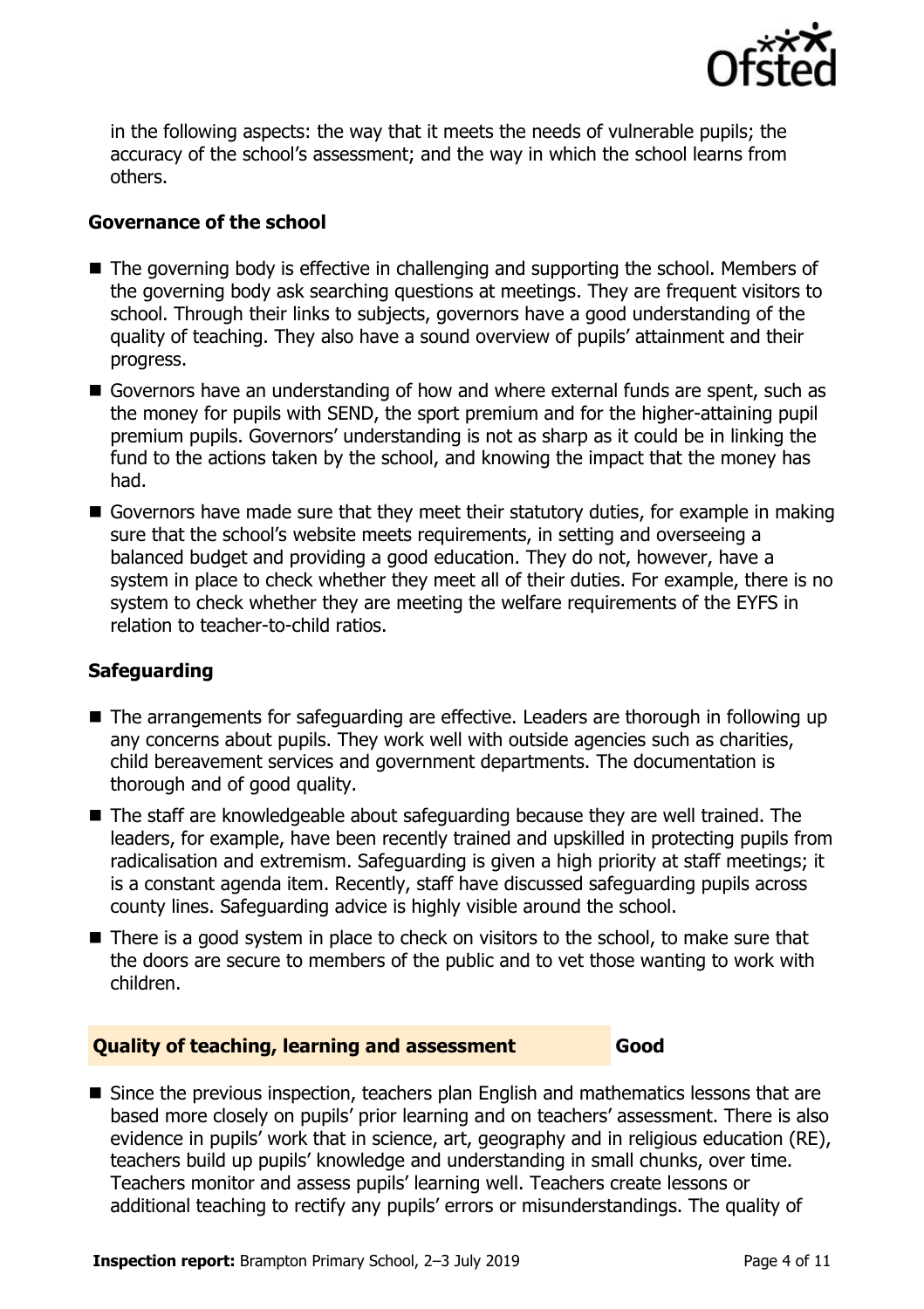in the following aspects: the way that it meets the needs of vulnerable pupils; the accuracy of the school's assessment; and the way in which the school learns from others.

### Governance of the school

- The governing body is effective in challenging and supporting the school. Members of the governing body ask searching questions at meetings. They are frequent visitors to school. Through their links to subjects, governors have a good understanding of the quality of teaching. They also have a sound overview of pupils' attainment and their progress.
- Governors have an understanding of how and where external funds are spent, such as the money for pupils with SEND, the sport premium and for the higher-attaining pupil premium pupils. Governors' understanding is not as sharp as it could be in linking the fund to the actions taken by the school, and knowing the impact that the money has had.
- Governors have made sure that they meet their statutory duties, for example in making sure that the school's website meets requirements, in setting and overseeing a balanced budget and providing a good education. They do not, however, have a system in place to check whether they meet all of their duties. For example, there is no system to check whether they are meeting the welfare requirements of the EYFS in relation to teacher-to-child ratios.

### Safeguarding

- The arrangements for safeguarding are effective. Leaders are thorough in following up any concerns about pupils. They work well with outside agencies such as charities, child bereavement services and government departments. The documentation is thorough and of good quality.
- The staff are knowledgeable about safeguarding because they are well trained. The leaders, for example, have been recently trained and upskilled in protecting pupils from radicalisation and extremism. Safeguarding is given a high priority at staff meetings; it is a constant agenda item. Recently, staff have discussed safeguarding pupils across county lines. Safeguarding advice is highly visible around the school.
- There is a good system in place to check on visitors to the school, to make sure that the doors are secure to members of the public and to vet those wanting to work with children.

## Quality of teaching, learning and assessment — Good

- Since the previous inspection, teachers plan English and mathematics lessons that are based more closely on pupils' prior learning and on teachers' assessment. There is also evidence in pupils' work that in science, art, geography and in religious education (RE), teachers build up pupils' knowledge and understanding in small chunks, over time. Teachers monitor and assess pupils' learning well. Teachers create lessons or additional teaching to rectify any pupils' errors or misunderstandings. The quality of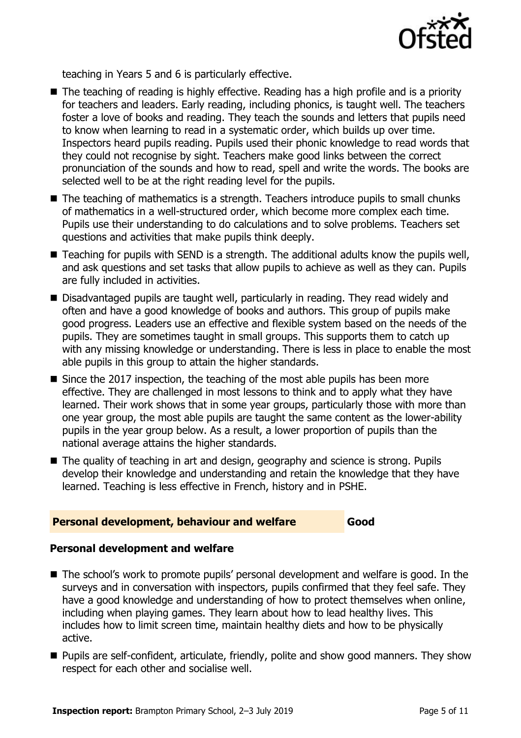teaching in Years 5 and 6 is particularly effective.

- The teaching of reading is highly effective. Reading has a high profile and is a priority for teachers and leaders. Early reading, including phonics, is taught well. The teachers foster a love of books and reading. They teach the sounds and letters that pupils need to know when learning to read in a systematic order, which builds up over time. Inspectors heard pupils reading. Pupils used their phonic knowledge to read words that they could not recognise by sight. Teachers make good links between the correct pronunciation of the sounds and how to read, spell and write the words. The books are selected well to be at the right reading level for the pupils.
- The teaching of mathematics is a strength. Teachers introduce pupils to small chunks of mathematics in a well-structured order, which become more complex each time. Pupils use their understanding to do calculations and to solve problems. Teachers set questions and activities that make pupils think deeply.
- Teaching for pupils with SEND is a strength. The additional adults know the pupils well, and ask questions and set tasks that allow pupils to achieve as well as they can. Pupils are fully included in activities.
- Disadvantaged pupils are taught well, particularly in reading. They read widely and often and have a good knowledge of books and authors. This group of pupils make good progress. Leaders use an effective and flexible system based on the needs of the pupils. They are sometimes taught in small groups. This supports them to catch up with any missing knowledge or understanding. There is less in place to enable the most able pupils in this group to attain the higher standards.
- Since the 2017 inspection, the teaching of the most able pupils has been more effective. They are challenged in most lessons to think and to apply what they have learned. Their work shows that in some year groups, particularly those with more than one year group, the most able pupils are taught the same content as the lower-ability pupils in the year group below. As a result, a lower proportion of pupils than the national average attains the higher standards.
- The quality of teaching in art and design, geography and science is strong. Pupils develop their knowledge and understanding and retain the knowledge that they have learned. Teaching is less effective in French, history and in PSHE.

## Personal development, behaviour and welfare — Good

### Personal development and welfare

- The school's work to promote pupils' personal development and welfare is good. In the surveys and in conversation with inspectors, pupils confirmed that they feel safe. They have a good knowledge and understanding of how to protect themselves when online, including when playing games. They learn about how to lead healthy lives. This includes how to limit screen time, maintain healthy diets and how to be physically active.
- Pupils are self-confident, articulate, friendly, polite and show good manners. They show respect for each other and socialise well.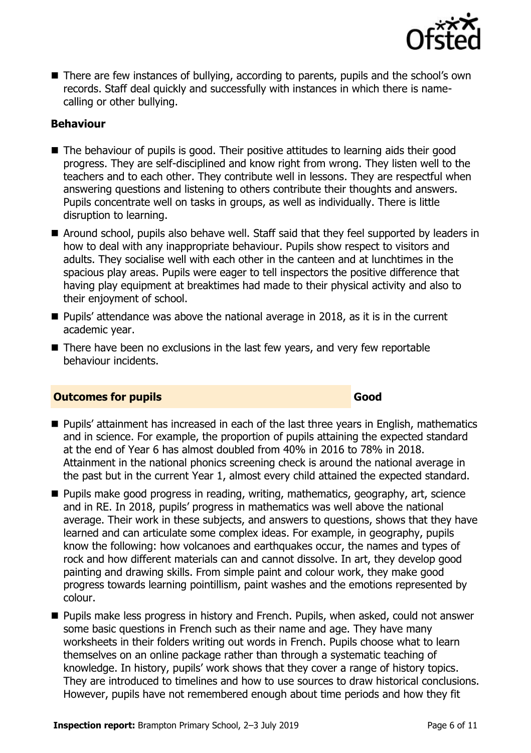- There are few instances of bullying, according to parents, pupils and the school's own records. Staff deal quickly and successfully with instances in which there is name-calling or other bullying.

### Behaviour

- The behaviour of pupils is good. Their positive attitudes to learning aids their good progress. They are self-disciplined and know right from wrong. They listen well to the teachers and to each other. They contribute well in lessons. They are respectful when answering questions and listening to others contribute their thoughts and answers. Pupils concentrate well on tasks in groups, as well as individually. There is little disruption to learning.
- Around school, pupils also behave well. Staff said that they feel supported by leaders in how to deal with any inappropriate behaviour. Pupils show respect to visitors and adults. They socialise well with each other in the canteen and at lunchtimes in the spacious play areas. Pupils were eager to tell inspectors the positive difference that having play equipment at breaktimes had made to their physical activity and also to their enjoyment of school.
- Pupils' attendance was above the national average in 2018, as it is in the current academic year.
- There have been no exclusions in the last few years, and very few reportable behaviour incidents.

## Outcomes for pupils — Good

- Pupils' attainment has increased in each of the last three years in English, mathematics and in science. For example, the proportion of pupils attaining the expected standard at the end of Year 6 has almost doubled from 40% in 2016 to 78% in 2018. Attainment in the national phonics screening check is around the national average in the past but in the current Year 1, almost every child attained the expected standard.
- Pupils make good progress in reading, writing, mathematics, geography, art, science and in RE. In 2018, pupils' progress in mathematics was well above the national average. Their work in these subjects, and answers to questions, shows that they have learned and can articulate some complex ideas. For example, in geography, pupils know the following: how volcanoes and earthquakes occur, the names and types of rock and how different materials can and cannot dissolve. In art, they develop good painting and drawing skills. From simple paint and colour work, they make good progress towards learning pointillism, paint washes and the emotions represented by colour.
- Pupils make less progress in history and French. Pupils, when asked, could not answer some basic questions in French such as their name and age. They have many worksheets in their folders writing out words in French. Pupils choose what to learn themselves on an online package rather than through a systematic teaching of knowledge. In history, pupils' work shows that they cover a range of history topics. They are introduced to timelines and how to use sources to draw historical conclusions. However, pupils have not remembered enough about time periods and how they fit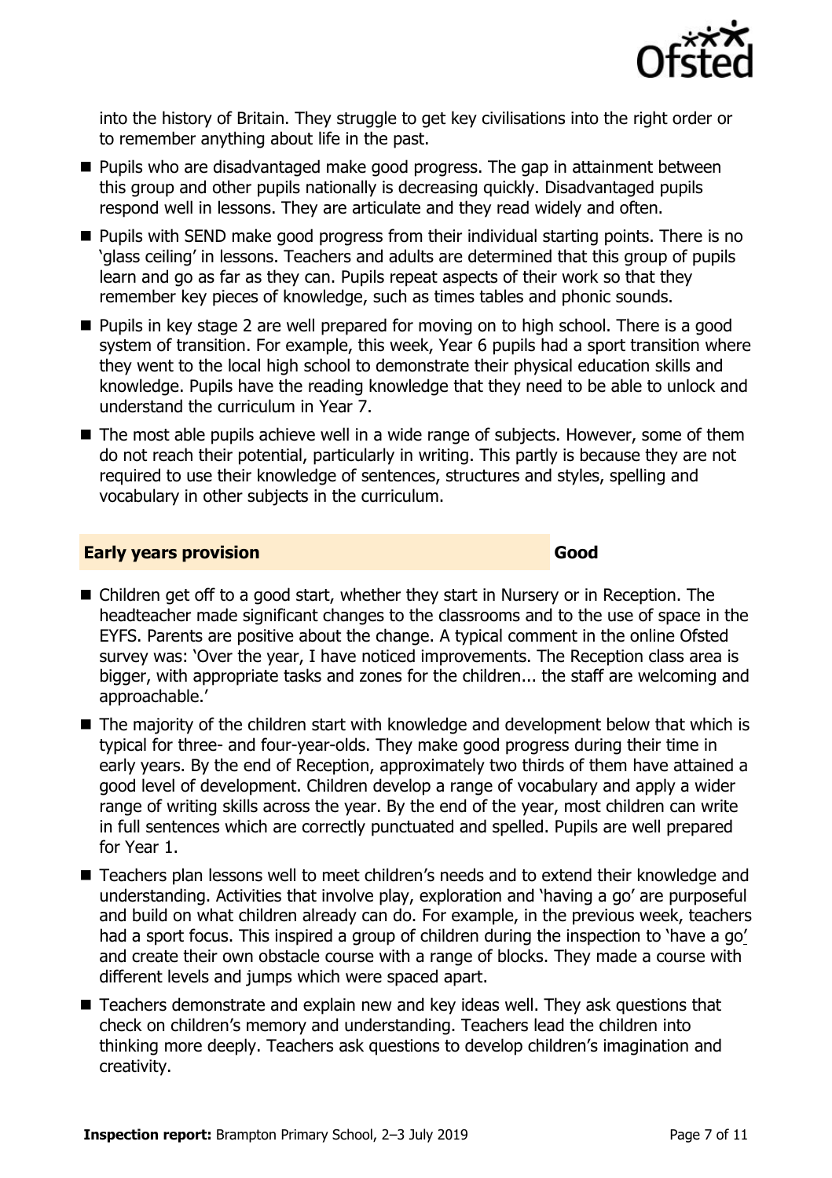into the history of Britain. They struggle to get key civilisations into the right order or to remember anything about life in the past.

- Pupils who are disadvantaged make good progress. The gap in attainment between this group and other pupils nationally is decreasing quickly. Disadvantaged pupils respond well in lessons. They are articulate and they read widely and often.
- Pupils with SEND make good progress from their individual starting points. There is no 'glass ceiling' in lessons. Teachers and adults are determined that this group of pupils learn and go as far as they can. Pupils repeat aspects of their work so that they remember key pieces of knowledge, such as times tables and phonic sounds.
- Pupils in key stage 2 are well prepared for moving on to high school. There is a good system of transition. For example, this week, Year 6 pupils had a sport transition where they went to the local high school to demonstrate their physical education skills and knowledge. Pupils have the reading knowledge that they need to be able to unlock and understand the curriculum in Year 7.
- The most able pupils achieve well in a wide range of subjects. However, some of them do not reach their potential, particularly in writing. This partly is because they are not required to use their knowledge of sentences, structures and styles, spelling and vocabulary in other subjects in the curriculum.

## Early years provision — Good

- Children get off to a good start, whether they start in Nursery or in Reception. The headteacher made significant changes to the classrooms and to the use of space in the EYFS. Parents are positive about the change. A typical comment in the online Ofsted survey was: 'Over the year, I have noticed improvements. The Reception class area is bigger, with appropriate tasks and zones for the children... the staff are welcoming and approachable.'
- The majority of the children start with knowledge and development below that which is typical for three- and four-year-olds. They make good progress during their time in early years. By the end of Reception, approximately two thirds of them have attained a good level of development. Children develop a range of vocabulary and apply a wider range of writing skills across the year. By the end of the year, most children can write in full sentences which are correctly punctuated and spelled. Pupils are well prepared for Year 1.
- Teachers plan lessons well to meet children's needs and to extend their knowledge and understanding. Activities that involve play, exploration and 'having a go' are purposeful and build on what children already can do. For example, in the previous week, teachers had a sport focus. This inspired a group of children during the inspection to 'have a go' and create their own obstacle course with a range of blocks. They made a course with different levels and jumps which were spaced apart.
- Teachers demonstrate and explain new and key ideas well. They ask questions that check on children's memory and understanding. Teachers lead the children into thinking more deeply. Teachers ask questions to develop children's imagination and creativity.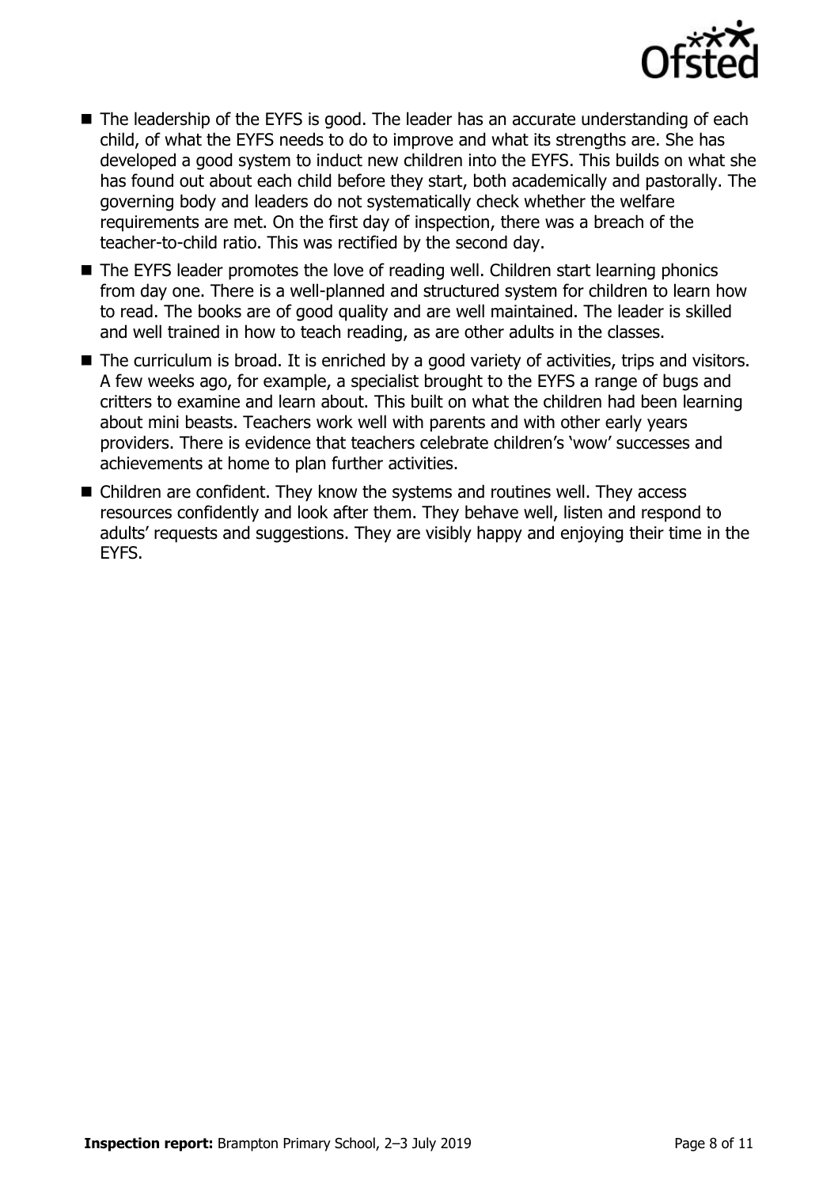- The leadership of the EYFS is good. The leader has an accurate understanding of each child, of what the EYFS needs to do to improve and what its strengths are. She has developed a good system to induct new children into the EYFS. This builds on what she has found out about each child before they start, both academically and pastorally. The governing body and leaders do not systematically check whether the welfare requirements are met. On the first day of inspection, there was a breach of the teacher-to-child ratio. This was rectified by the second day.
- The EYFS leader promotes the love of reading well. Children start learning phonics from day one. There is a well-planned and structured system for children to learn how to read. The books are of good quality and are well maintained. The leader is skilled and well trained in how to teach reading, as are other adults in the classes.
- The curriculum is broad. It is enriched by a good variety of activities, trips and visitors. A few weeks ago, for example, a specialist brought to the EYFS a range of bugs and critters to examine and learn about. This built on what the children had been learning about mini beasts. Teachers work well with parents and with other early years providers. There is evidence that teachers celebrate children's 'wow' successes and achievements at home to plan further activities.
- Children are confident. They know the systems and routines well. They access resources confidently and look after them. They behave well, listen and respond to adults' requests and suggestions. They are visibly happy and enjoying their time in the EYFS.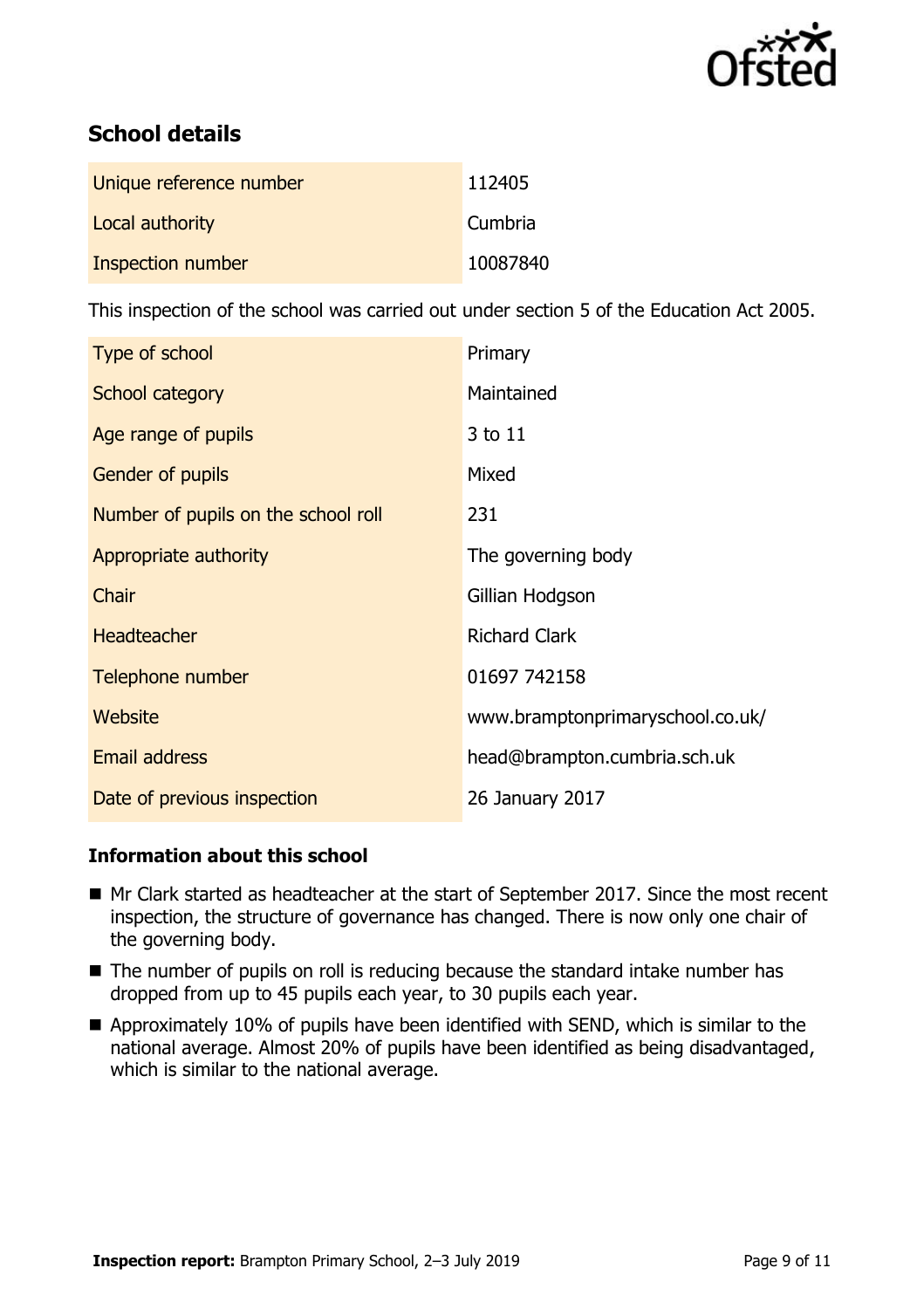## School details

| | |
|---|---|
| Unique reference number | 112405 |
| Local authority | Cumbria |
| Inspection number | 10087840 |

This inspection of the school was carried out under section 5 of the Education Act 2005.

| | |
|---|---|
| Type of school | Primary |
| School category | Maintained |
| Age range of pupils | 3 to 11 |
| Gender of pupils | Mixed |
| Number of pupils on the school roll | 231 |
| Appropriate authority | The governing body |
| Chair | Gillian Hodgson |
| Headteacher | Richard Clark |
| Telephone number | 01697 742158 |
| Website | www.bramptonprimaryschool.co.uk/ |
| Email address | head@brampton.cumbria.sch.uk |
| Date of previous inspection | 26 January 2017 |

### Information about this school

- Mr Clark started as headteacher at the start of September 2017. Since the most recent inspection, the structure of governance has changed. There is now only one chair of the governing body.
- The number of pupils on roll is reducing because the standard intake number has dropped from up to 45 pupils each year, to 30 pupils each year.
- Approximately 10% of pupils have been identified with SEND, which is similar to the national average. Almost 20% of pupils have been identified as being disadvantaged, which is similar to the national average.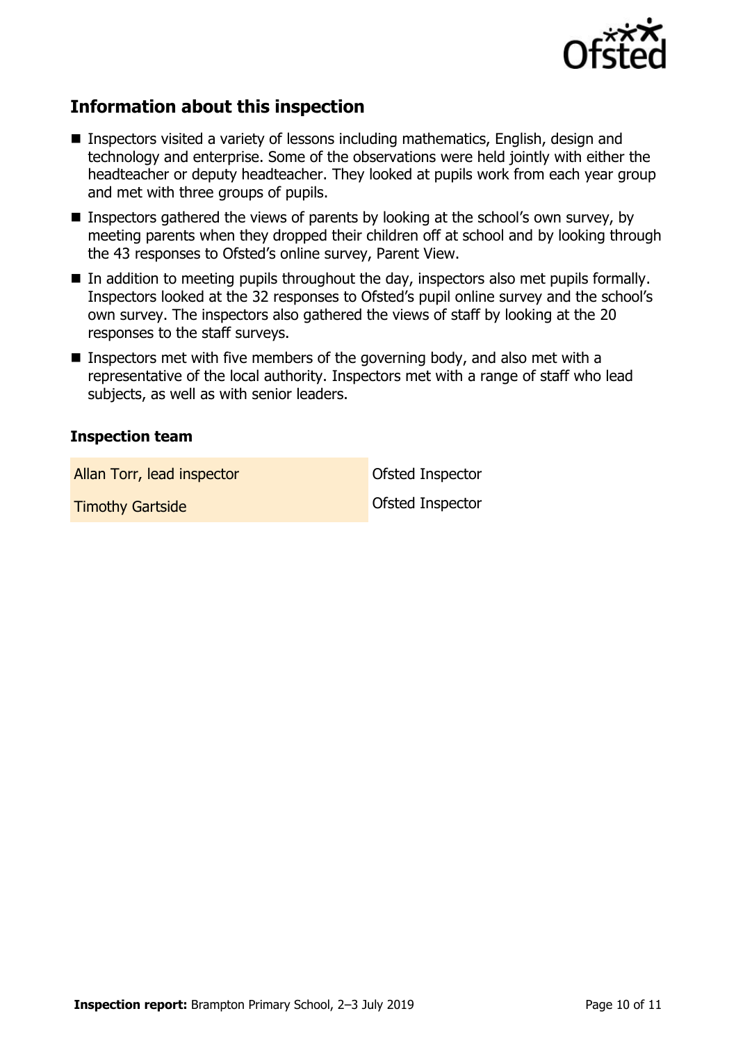## Information about this inspection

- Inspectors visited a variety of lessons including mathematics, English, design and technology and enterprise. Some of the observations were held jointly with either the headteacher or deputy headteacher. They looked at pupils work from each year group and met with three groups of pupils.
- Inspectors gathered the views of parents by looking at the school's own survey, by meeting parents when they dropped their children off at school and by looking through the 43 responses to Ofsted's online survey, Parent View.
- In addition to meeting pupils throughout the day, inspectors also met pupils formally. Inspectors looked at the 32 responses to Ofsted's pupil online survey and the school's own survey. The inspectors also gathered the views of staff by looking at the 20 responses to the staff surveys.
- Inspectors met with five members of the governing body, and also met with a representative of the local authority. Inspectors met with a range of staff who lead subjects, as well as with senior leaders.

### Inspection team

| | |
|---|---|
| Allan Torr, lead inspector | Ofsted Inspector |
| Timothy Gartside | Ofsted Inspector |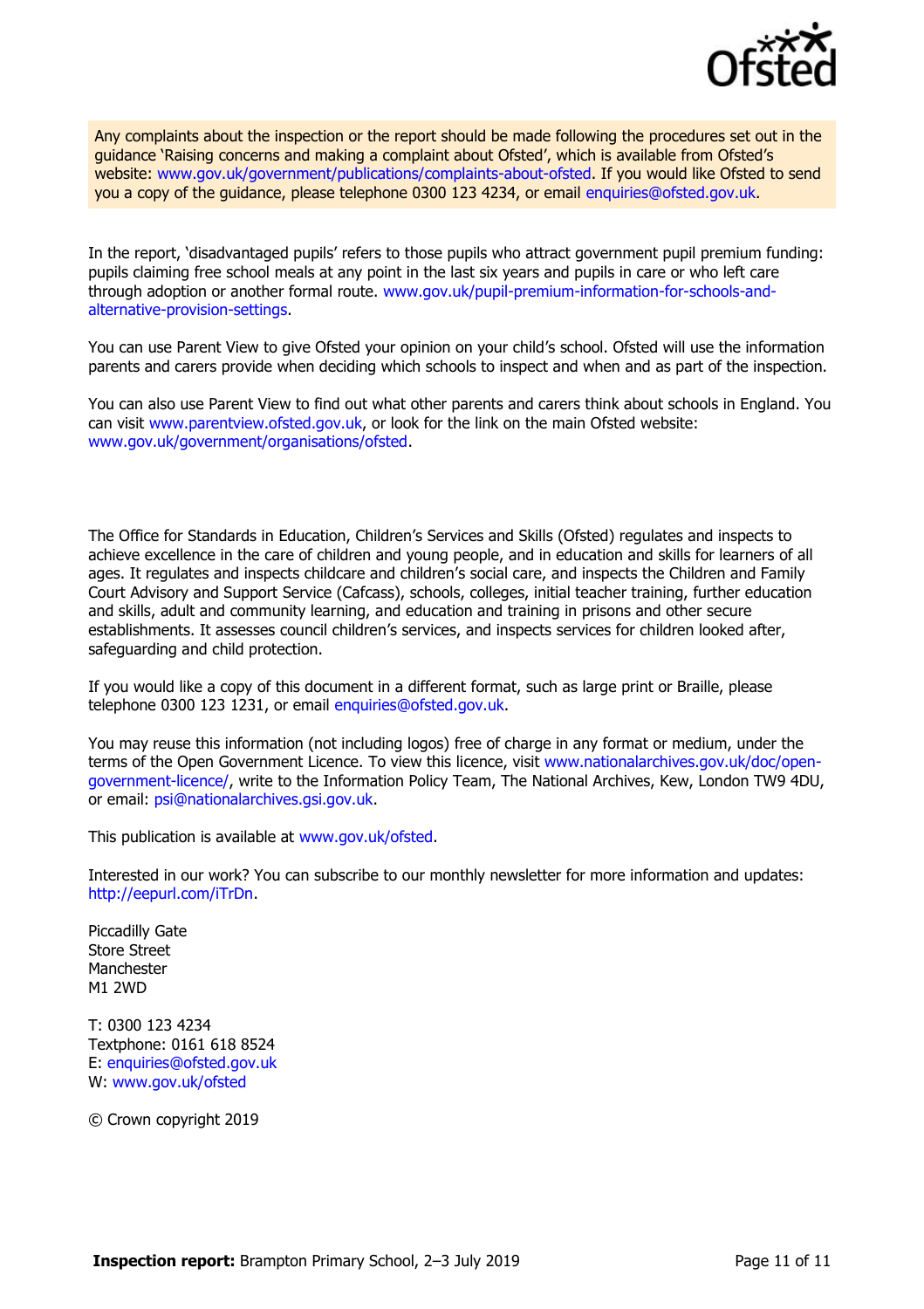Any complaints about the inspection or the report should be made following the procedures set out in the guidance 'Raising concerns and making a complaint about Ofsted', which is available from Ofsted's website: www.gov.uk/government/publications/complaints-about-ofsted. If you would like Ofsted to send you a copy of the guidance, please telephone 0300 123 4234, or email enquiries@ofsted.gov.uk.

In the report, 'disadvantaged pupils' refers to those pupils who attract government pupil premium funding: pupils claiming free school meals at any point in the last six years and pupils in care or who left care through adoption or another formal route. www.gov.uk/pupil-premium-information-for-schools-and-alternative-provision-settings.

You can use Parent View to give Ofsted your opinion on your child's school. Ofsted will use the information parents and carers provide when deciding which schools to inspect and when and as part of the inspection.

You can also use Parent View to find out what other parents and carers think about schools in England. You can visit www.parentview.ofsted.gov.uk, or look for the link on the main Ofsted website: www.gov.uk/government/organisations/ofsted.

The Office for Standards in Education, Children's Services and Skills (Ofsted) regulates and inspects to achieve excellence in the care of children and young people, and in education and skills for learners of all ages. It regulates and inspects childcare and children's social care, and inspects the Children and Family Court Advisory and Support Service (Cafcass), schools, colleges, initial teacher training, further education and skills, adult and community learning, and education and training in prisons and other secure establishments. It assesses council children's services, and inspects services for children looked after, safeguarding and child protection.

If you would like a copy of this document in a different format, such as large print or Braille, please telephone 0300 123 1231, or email enquiries@ofsted.gov.uk.

You may reuse this information (not including logos) free of charge in any format or medium, under the terms of the Open Government Licence. To view this licence, visit www.nationalarchives.gov.uk/doc/open-government-licence/, write to the Information Policy Team, The National Archives, Kew, London TW9 4DU, or email: psi@nationalarchives.gsi.gov.uk.

This publication is available at www.gov.uk/ofsted.

Interested in our work? You can subscribe to our monthly newsletter for more information and updates: http://eepurl.com/iTrDn.

Piccadilly Gate
Store Street
Manchester
M1 2WD

T: 0300 123 4234
Textphone: 0161 618 8524
E: enquiries@ofsted.gov.uk
W: www.gov.uk/ofsted

© Crown copyright 2019